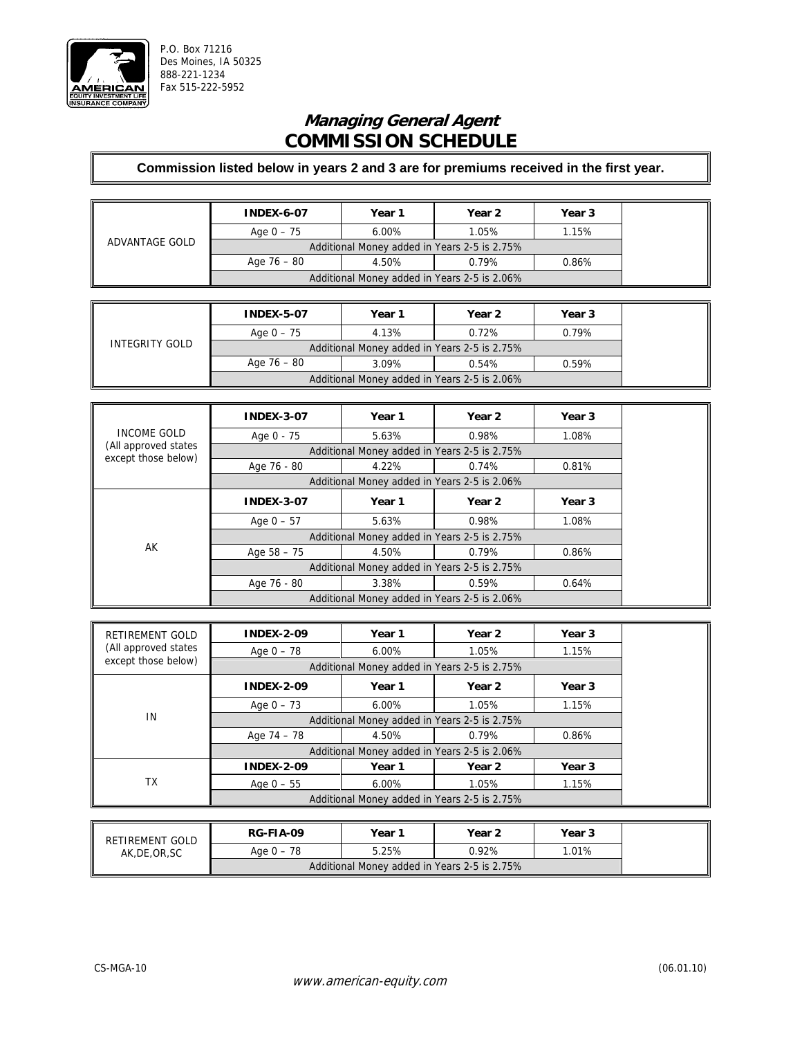P.O. Box 71216
Des Moines, IA 50325
888-221-1234
Fax 515-222-5952

# *Managing General Agent*
# COMMISSION SCHEDULE

**Commission listed below in years 2 and 3 are for premiums received in the first year.**

| | **INDEX-6-07** | **Year 1** | **Year 2** | **Year 3** |
|---|---|---|---|---|
| ADVANTAGE GOLD | Age 0 – 75 | 6.00% | 1.05% | 1.15% |
| | Additional Money added in Years 2-5 is 2.75% | | | |
| | Age 76 – 80 | 4.50% | 0.79% | 0.86% |
| | Additional Money added in Years 2-5 is 2.06% | | | |

| | **INDEX-5-07** | **Year 1** | **Year 2** | **Year 3** |
|---|---|---|---|---|
| INTEGRITY GOLD | Age 0 – 75 | 4.13% | 0.72% | 0.79% |
| | Additional Money added in Years 2-5 is 2.75% | | | |
| | Age 76 – 80 | 3.09% | 0.54% | 0.59% |
| | Additional Money added in Years 2-5 is 2.06% | | | |

| | **INDEX-3-07** | **Year 1** | **Year 2** | **Year 3** |
|---|---|---|---|---|
| INCOME GOLD (All approved states except those below) | Age 0 - 75 | 5.63% | 0.98% | 1.08% |
| | Additional Money added in Years 2-5 is 2.75% | | | |
| | Age 76 - 80 | 4.22% | 0.74% | 0.81% |
| | Additional Money added in Years 2-5 is 2.06% | | | |
| AK | **INDEX-3-07** | **Year 1** | **Year 2** | **Year 3** |
| | Age 0 – 57 | 5.63% | 0.98% | 1.08% |
| | Additional Money added in Years 2-5 is 2.75% | | | |
| | Age 58 – 75 | 4.50% | 0.79% | 0.86% |
| | Additional Money added in Years 2-5 is 2.75% | | | |
| | Age 76 - 80 | 3.38% | 0.59% | 0.64% |
| | Additional Money added in Years 2-5 is 2.06% | | | |

| | **INDEX-2-09** | **Year 1** | **Year 2** | **Year 3** |
|---|---|---|---|---|
| RETIREMENT GOLD (All approved states except those below) | Age 0 – 78 | 6.00% | 1.05% | 1.15% |
| | Additional Money added in Years 2-5 is 2.75% | | | |
| IN | **INDEX-2-09** | **Year 1** | **Year 2** | **Year 3** |
| | Age 0 – 73 | 6.00% | 1.05% | 1.15% |
| | Additional Money added in Years 2-5 is 2.75% | | | |
| | Age 74 – 78 | 4.50% | 0.79% | 0.86% |
| | Additional Money added in Years 2-5 is 2.06% | | | |
| TX | **INDEX-2-09** | **Year 1** | **Year 2** | **Year 3** |
| | Age 0 – 55 | 6.00% | 1.05% | 1.15% |
| | Additional Money added in Years 2-5 is 2.75% | | | |

| | **RG-FIA-09** | **Year 1** | **Year 2** | **Year 3** |
|---|---|---|---|---|
| RETIREMENT GOLD AK,DE,OR,SC | Age 0 – 78 | 5.25% | 0.92% | 1.01% |
| | Additional Money added in Years 2-5 is 2.75% | | | |

CS-MGA-10 (06.01.10)

*www.american-equity.com*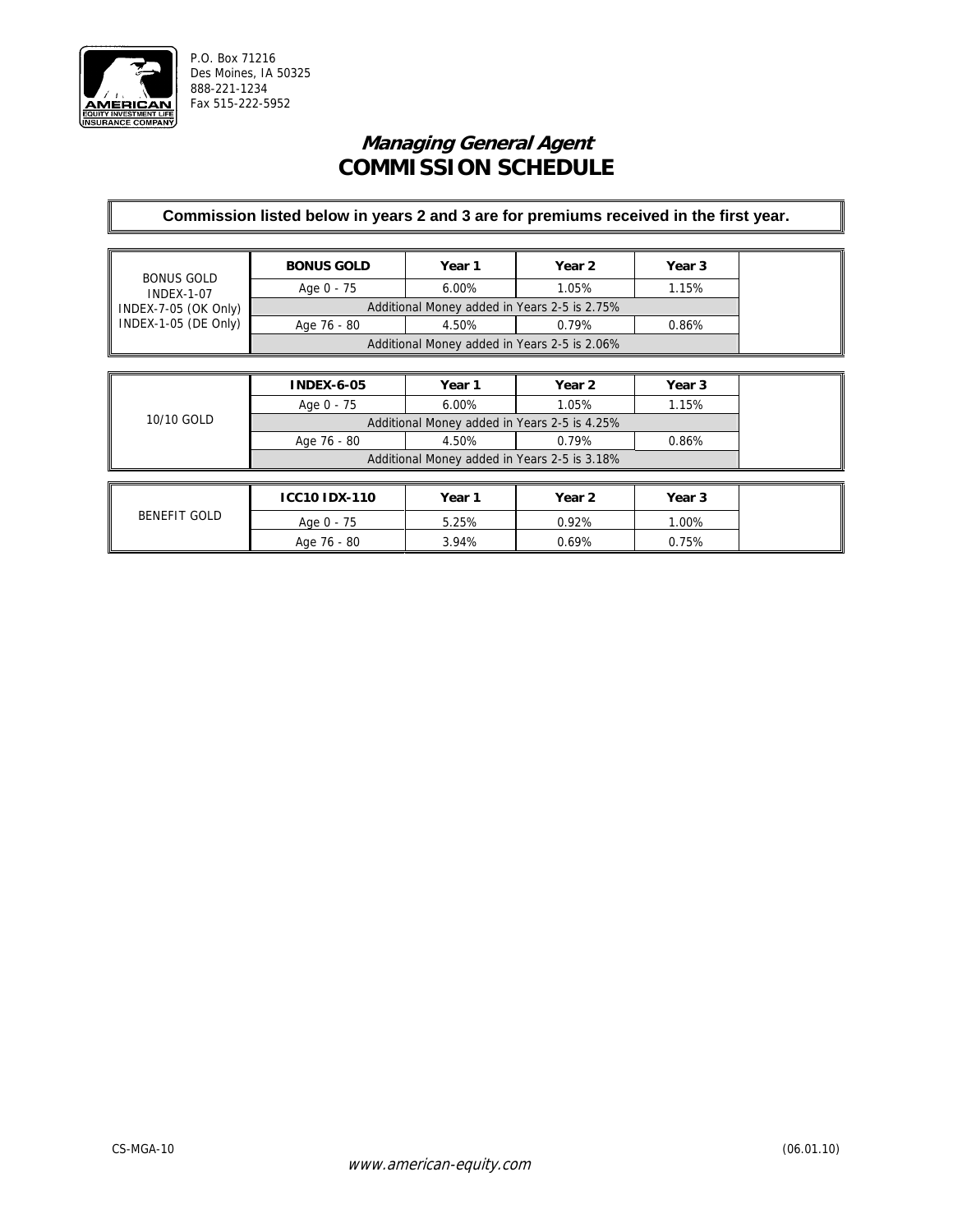P.O. Box 71216
Des Moines, IA 50325
888-221-1234
Fax 515-222-5952

## *Managing General Agent*
## COMMISSION SCHEDULE

**Commission listed below in years 2 and 3 are for premiums received in the first year.**

| | BONUS GOLD | Year 1 | Year 2 | Year 3 |
|---|---|---|---|---|
| BONUS GOLD<br>INDEX-1-07<br>INDEX-7-05 (OK Only)<br>INDEX-1-05 (DE Only) | Age 0 - 75 | 6.00% | 1.05% | 1.15% |
| | Additional Money added in Years 2-5 is 2.75% | | | |
| | Age 76 - 80 | 4.50% | 0.79% | 0.86% |
| | Additional Money added in Years 2-5 is 2.06% | | | |

| | INDEX-6-05 | Year 1 | Year 2 | Year 3 |
|---|---|---|---|---|
| 10/10 GOLD | Age 0 - 75 | 6.00% | 1.05% | 1.15% |
| | Additional Money added in Years 2-5 is 4.25% | | | |
| | Age 76 - 80 | 4.50% | 0.79% | 0.86% |
| | Additional Money added in Years 2-5 is 3.18% | | | |

| | ICC10 IDX-110 | Year 1 | Year 2 | Year 3 |
|---|---|---|---|---|
| BENEFIT GOLD | Age 0 - 75 | 5.25% | 0.92% | 1.00% |
| | Age 76 - 80 | 3.94% | 0.69% | 0.75% |

CS-MGA-10 (06.01.10)

www.american-equity.com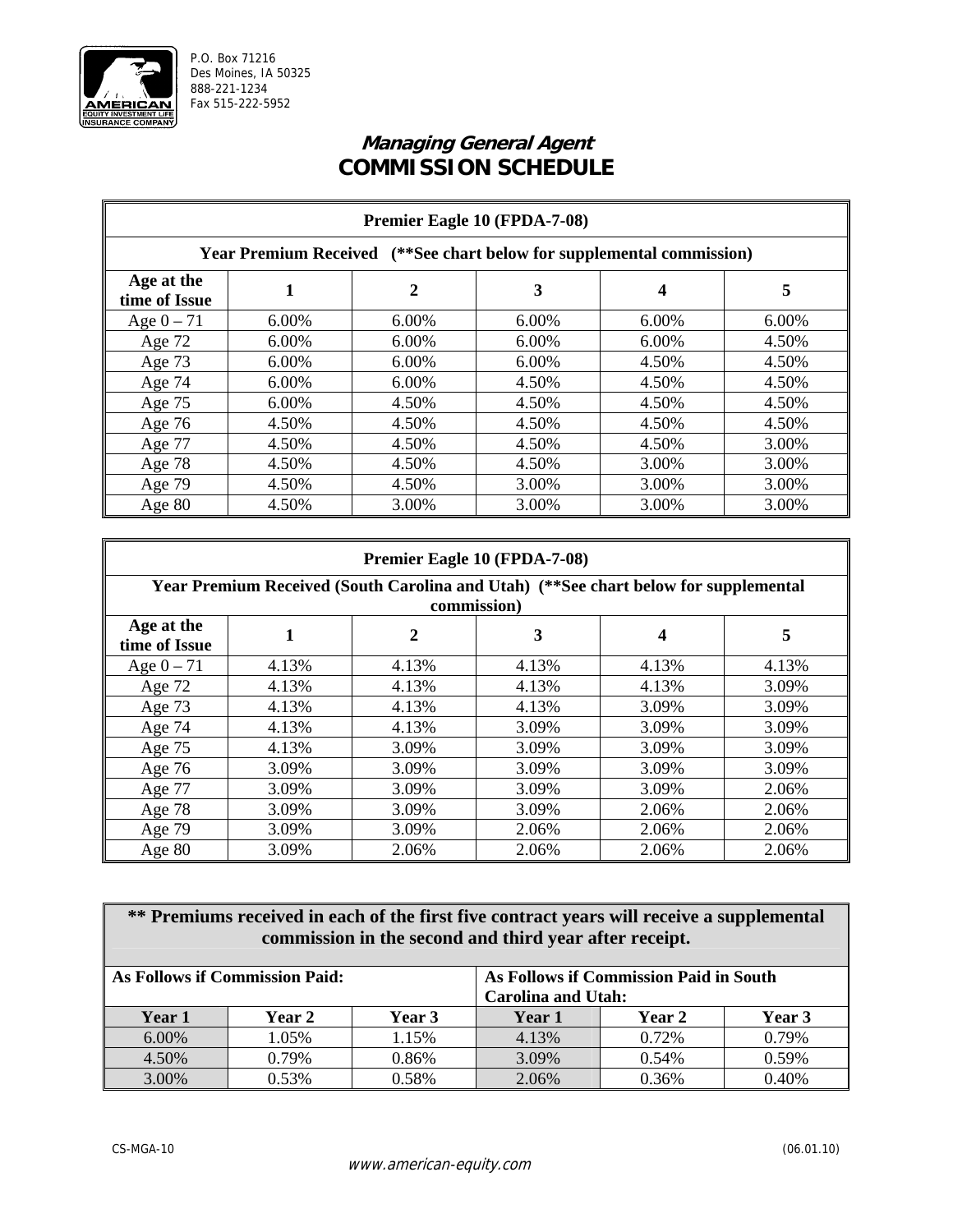P.O. Box 71216
Des Moines, IA 50325
888-221-1234
Fax 515-222-5952

# *Managing General Agent*
# COMMISSION SCHEDULE

| Premier Eagle 10 (FPDA-7-08) | | | | | |
|---|---|---|---|---|---|
| **Year Premium Received (**See chart below for supplemental commission)** | | | | | |
| **Age at the time of Issue** | **1** | **2** | **3** | **4** | **5** |
| Age 0 – 71 | 6.00% | 6.00% | 6.00% | 6.00% | 6.00% |
| Age 72 | 6.00% | 6.00% | 6.00% | 6.00% | 4.50% |
| Age 73 | 6.00% | 6.00% | 6.00% | 4.50% | 4.50% |
| Age 74 | 6.00% | 6.00% | 4.50% | 4.50% | 4.50% |
| Age 75 | 6.00% | 4.50% | 4.50% | 4.50% | 4.50% |
| Age 76 | 4.50% | 4.50% | 4.50% | 4.50% | 4.50% |
| Age 77 | 4.50% | 4.50% | 4.50% | 4.50% | 3.00% |
| Age 78 | 4.50% | 4.50% | 4.50% | 3.00% | 3.00% |
| Age 79 | 4.50% | 4.50% | 3.00% | 3.00% | 3.00% |
| Age 80 | 4.50% | 3.00% | 3.00% | 3.00% | 3.00% |

| Premier Eagle 10 (FPDA-7-08) | | | | | |
|---|---|---|---|---|---|
| **Year Premium Received (South Carolina and Utah) (**See chart below for supplemental commission)** | | | | | |
| **Age at the time of Issue** | **1** | **2** | **3** | **4** | **5** |
| Age 0 – 71 | 4.13% | 4.13% | 4.13% | 4.13% | 4.13% |
| Age 72 | 4.13% | 4.13% | 4.13% | 4.13% | 3.09% |
| Age 73 | 4.13% | 4.13% | 4.13% | 3.09% | 3.09% |
| Age 74 | 4.13% | 4.13% | 3.09% | 3.09% | 3.09% |
| Age 75 | 4.13% | 3.09% | 3.09% | 3.09% | 3.09% |
| Age 76 | 3.09% | 3.09% | 3.09% | 3.09% | 3.09% |
| Age 77 | 3.09% | 3.09% | 3.09% | 3.09% | 2.06% |
| Age 78 | 3.09% | 3.09% | 3.09% | 2.06% | 2.06% |
| Age 79 | 3.09% | 3.09% | 2.06% | 2.06% | 2.06% |
| Age 80 | 3.09% | 2.06% | 2.06% | 2.06% | 2.06% |

| ** Premiums received in each of the first five contract years will receive a supplemental commission in the second and third year after receipt. | | | | | |
|---|---|---|---|---|---|
| **As Follows if Commission Paid:** | | | **As Follows if Commission Paid in South Carolina and Utah:** | | |
| **Year 1** | **Year 2** | **Year 3** | **Year 1** | **Year 2** | **Year 3** |
| 6.00% | 1.05% | 1.15% | 4.13% | 0.72% | 0.79% |
| 4.50% | 0.79% | 0.86% | 3.09% | 0.54% | 0.59% |
| 3.00% | 0.53% | 0.58% | 2.06% | 0.36% | 0.40% |

CS-MGA-10 (06.01.10)

www.american-equity.com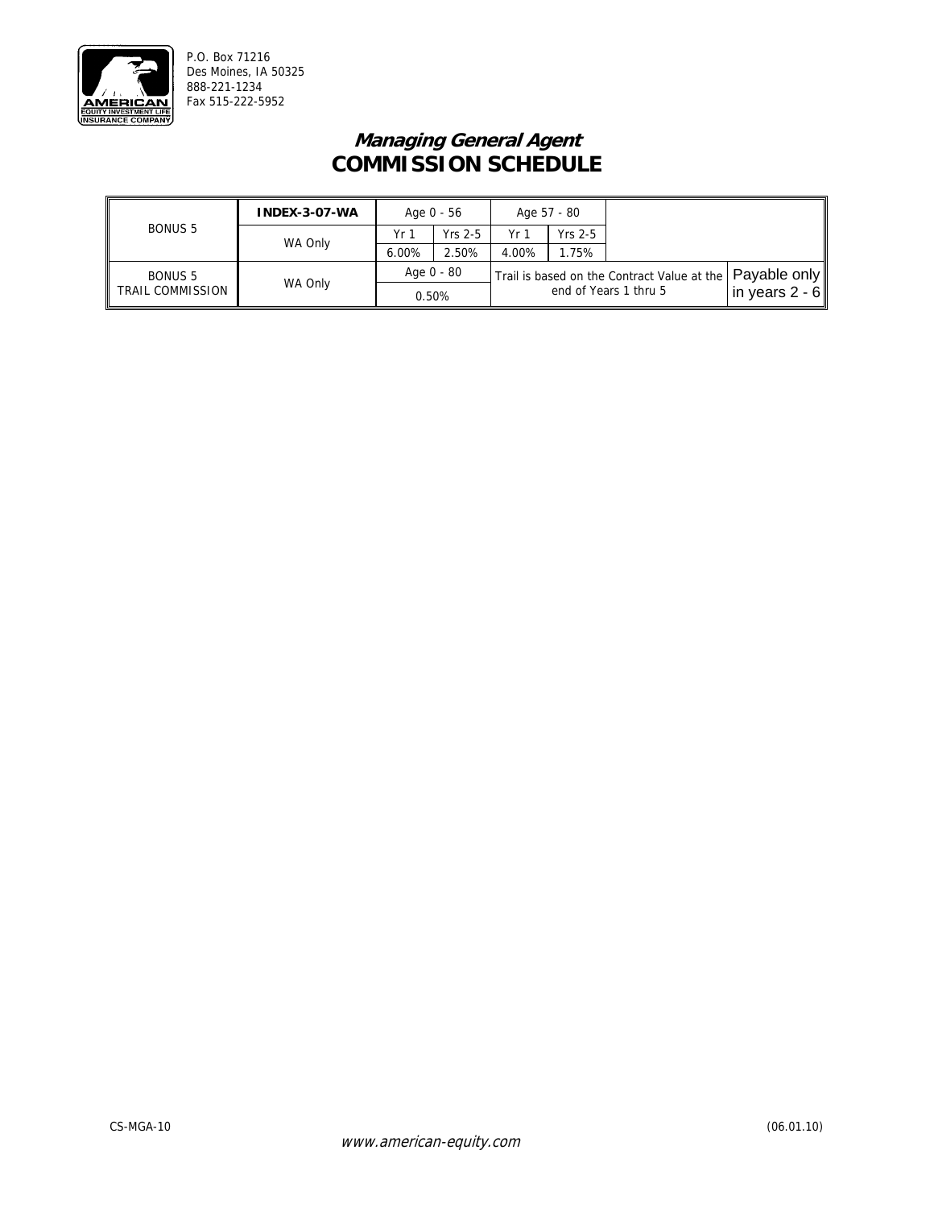P.O. Box 71216
Des Moines, IA 50325
888-221-1234
Fax 515-222-5952

## *Managing General Agent*
## COMMISSION SCHEDULE

| | | | | | | | |
|---|---|---|---|---|---|---|---|
| BONUS 5 | **INDEX-3-07-WA** | Age 0 - 56 | | Age 57 - 80 | | | |
| | WA Only | Yr 1 | Yrs 2-5 | Yr 1 | Yrs 2-5 | | |
| | | 6.00% | 2.50% | 4.00% | 1.75% | | |
| BONUS 5 TRAIL COMMISSION | WA Only | Age 0 - 80 | | Trail is based on the Contract Value at the end of Years 1 thru 5 | | | Payable only in years 2 - 6 |
| | | 0.50% | | | | | |

CS-MGA-10 (06.01.10)

www.american-equity.com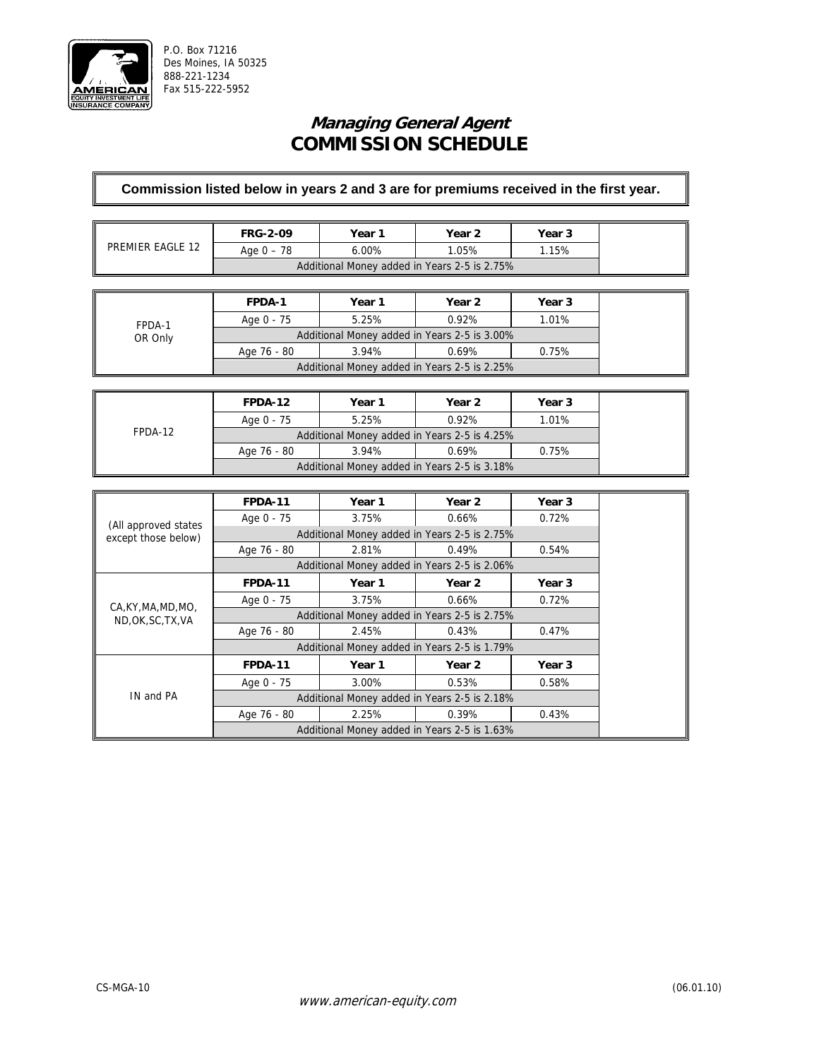P.O. Box 71216
Des Moines, IA 50325
888-221-1234
Fax 515-222-5952

# *Managing General Agent* COMMISSION SCHEDULE

**Commission listed below in years 2 and 3 are for premiums received in the first year.**

| PREMIER EAGLE 12 | **FRG-2-09** | **Year 1** | **Year 2** | **Year 3** |
|---|---|---|---|---|
| | Age 0 – 78 | 6.00% | 1.05% | 1.15% |
| | Additional Money added in Years 2-5 is 2.75% | | | |

| FPDA-1 OR Only | **FPDA-1** | **Year 1** | **Year 2** | **Year 3** |
|---|---|---|---|---|
| | Age 0 - 75 | 5.25% | 0.92% | 1.01% |
| | Additional Money added in Years 2-5 is 3.00% | | | |
| | Age 76 - 80 | 3.94% | 0.69% | 0.75% |
| | Additional Money added in Years 2-5 is 2.25% | | | |

| FPDA-12 | **FPDA-12** | **Year 1** | **Year 2** | **Year 3** |
|---|---|---|---|---|
| | Age 0 - 75 | 5.25% | 0.92% | 1.01% |
| | Additional Money added in Years 2-5 is 4.25% | | | |
| | Age 76 - 80 | 3.94% | 0.69% | 0.75% |
| | Additional Money added in Years 2-5 is 3.18% | | | |

| (All approved states except those below) | **FPDA-11** | **Year 1** | **Year 2** | **Year 3** |
|---|---|---|---|---|
| | Age 0 - 75 | 3.75% | 0.66% | 0.72% |
| | Additional Money added in Years 2-5 is 2.75% | | | |
| | Age 76 - 80 | 2.81% | 0.49% | 0.54% |
| | Additional Money added in Years 2-5 is 2.06% | | | |
| CA,KY,MA,MD,MO, ND,OK,SC,TX,VA | **FPDA-11** | **Year 1** | **Year 2** | **Year 3** |
| | Age 0 - 75 | 3.75% | 0.66% | 0.72% |
| | Additional Money added in Years 2-5 is 2.75% | | | |
| | Age 76 - 80 | 2.45% | 0.43% | 0.47% |
| | Additional Money added in Years 2-5 is 1.79% | | | |
| IN and PA | **FPDA-11** | **Year 1** | **Year 2** | **Year 3** |
| | Age 0 - 75 | 3.00% | 0.53% | 0.58% |
| | Additional Money added in Years 2-5 is 2.18% | | | |
| | Age 76 - 80 | 2.25% | 0.39% | 0.43% |
| | Additional Money added in Years 2-5 is 1.63% | | | |

CS-MGA-10 (06.01.10)

*www.american-equity.com*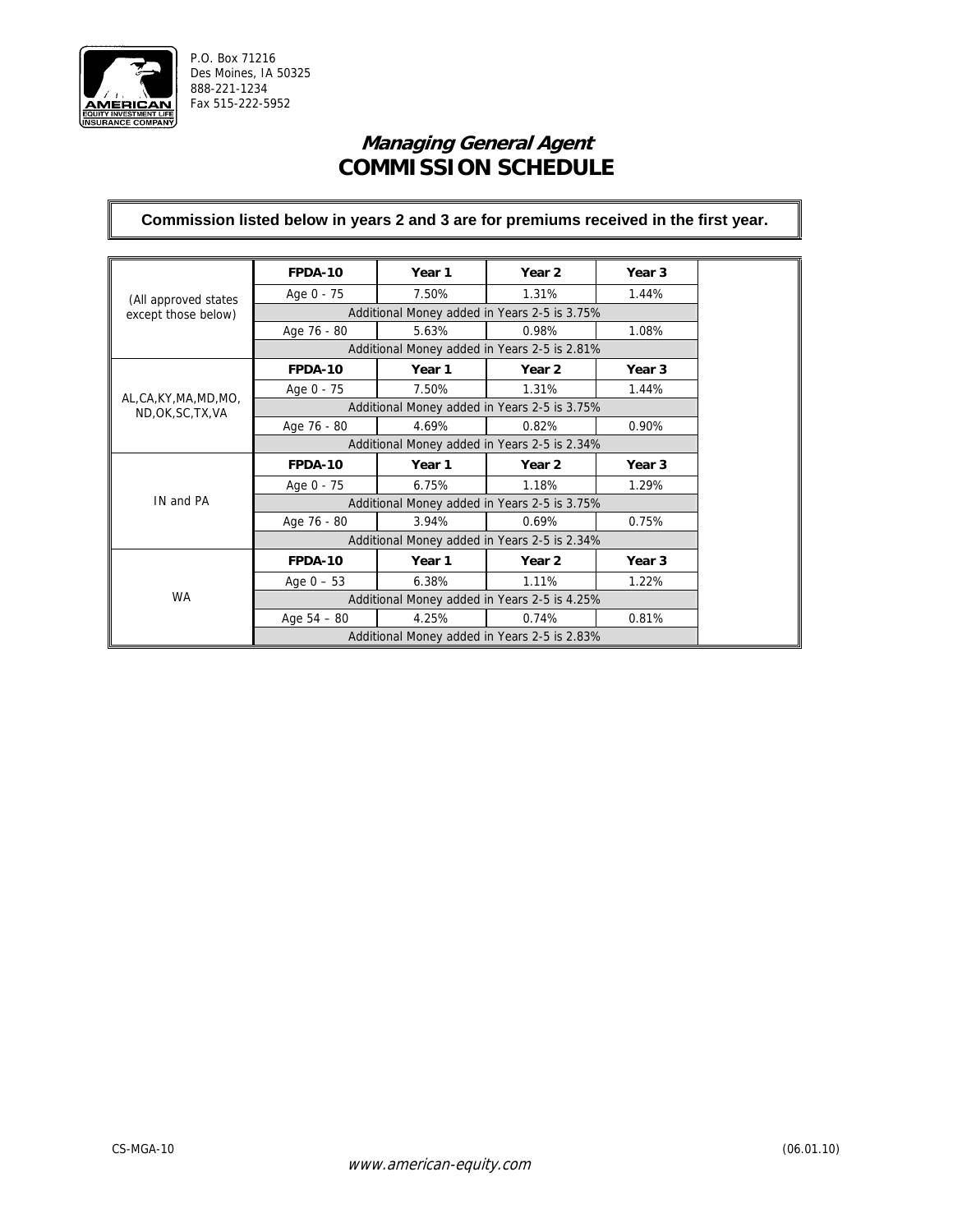P.O. Box 71216
Des Moines, IA 50325
888-221-1234
Fax 515-222-5952

# *Managing General Agent*
# COMMISSION SCHEDULE

**Commission listed below in years 2 and 3 are for premiums received in the first year.**

| | FPDA-10 | Year 1 | Year 2 | Year 3 |
|---|---|---|---|---|
| (All approved states except those below) | Age 0 - 75 | 7.50% | 1.31% | 1.44% |
| | Additional Money added in Years 2-5 is 3.75% | | | |
| | Age 76 - 80 | 5.63% | 0.98% | 1.08% |
| | Additional Money added in Years 2-5 is 2.81% | | | |
| | **FPDA-10** | **Year 1** | **Year 2** | **Year 3** |
| AL,CA,KY,MA,MD,MO, ND,OK,SC,TX,VA | Age 0 - 75 | 7.50% | 1.31% | 1.44% |
| | Additional Money added in Years 2-5 is 3.75% | | | |
| | Age 76 - 80 | 4.69% | 0.82% | 0.90% |
| | Additional Money added in Years 2-5 is 2.34% | | | |
| | **FPDA-10** | **Year 1** | **Year 2** | **Year 3** |
| IN and PA | Age 0 - 75 | 6.75% | 1.18% | 1.29% |
| | Additional Money added in Years 2-5 is 3.75% | | | |
| | Age 76 - 80 | 3.94% | 0.69% | 0.75% |
| | Additional Money added in Years 2-5 is 2.34% | | | |
| | **FPDA-10** | **Year 1** | **Year 2** | **Year 3** |
| WA | Age 0 – 53 | 6.38% | 1.11% | 1.22% |
| | Additional Money added in Years 2-5 is 4.25% | | | |
| | Age 54 – 80 | 4.25% | 0.74% | 0.81% |
| | Additional Money added in Years 2-5 is 2.83% | | | |

CS-MGA-10 (06.01.10)

www.american-equity.com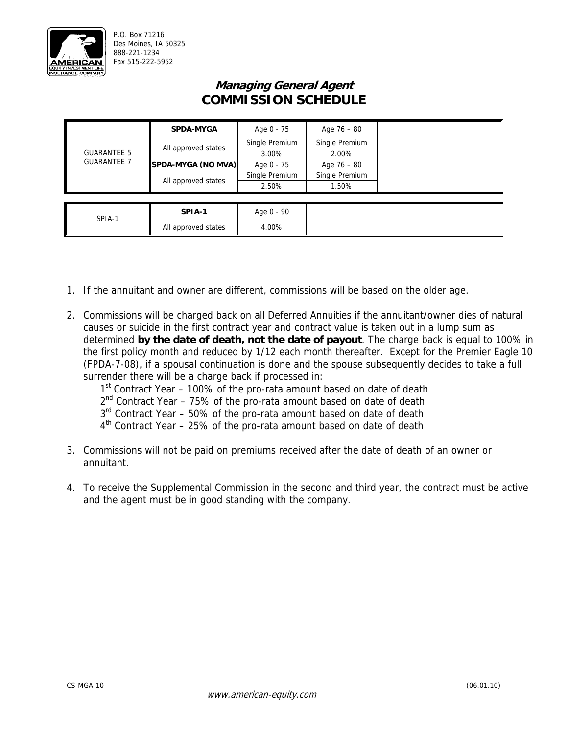P.O. Box 71216
Des Moines, IA 50325
888-221-1234
Fax 515-222-5952

## *Managing General Agent*
# COMMISSION SCHEDULE

| | | | | |
|---|---|---|---|---|
| GUARANTEE 5<br>GUARANTEE 7 | **SPDA-MYGA** | Age 0 - 75 | Age 76 – 80 | |
| | All approved states | Single Premium | Single Premium | |
| | | 3.00% | 2.00% | |
| | **SPDA-MYGA (NO MVA)** | Age 0 - 75 | Age 76 – 80 | |
| | All approved states | Single Premium | Single Premium | |
| | | 2.50% | 1.50% | |

| | | | |
|---|---|---|---|
| SPIA-1 | **SPIA-1** | Age 0 - 90 | |
| | All approved states | 4.00% | |

1. If the annuitant and owner are different, commissions will be based on the older age.
2. Commissions will be charged back on all Deferred Annuities if the annuitant/owner dies of natural causes or suicide in the first contract year and contract value is taken out in a lump sum as determined **by the date of death, not the date of payout**. The charge back is equal to 100% in the first policy month and reduced by 1/12 each month thereafter. Except for the Premier Eagle 10 (FPDA-7-08), if a spousal continuation is done and the spouse subsequently decides to take a full surrender there will be a charge back if processed in:
   - 1st Contract Year – 100% of the pro-rata amount based on date of death
   - 2nd Contract Year – 75% of the pro-rata amount based on date of death
   - 3rd Contract Year – 50% of the pro-rata amount based on date of death
   - 4th Contract Year – 25% of the pro-rata amount based on date of death
3. Commissions will not be paid on premiums received after the date of death of an owner or annuitant.
4. To receive the Supplemental Commission in the second and third year, the contract must be active and the agent must be in good standing with the company.

CS-MGA-10 (06.01.10)

*www.american-equity.com*